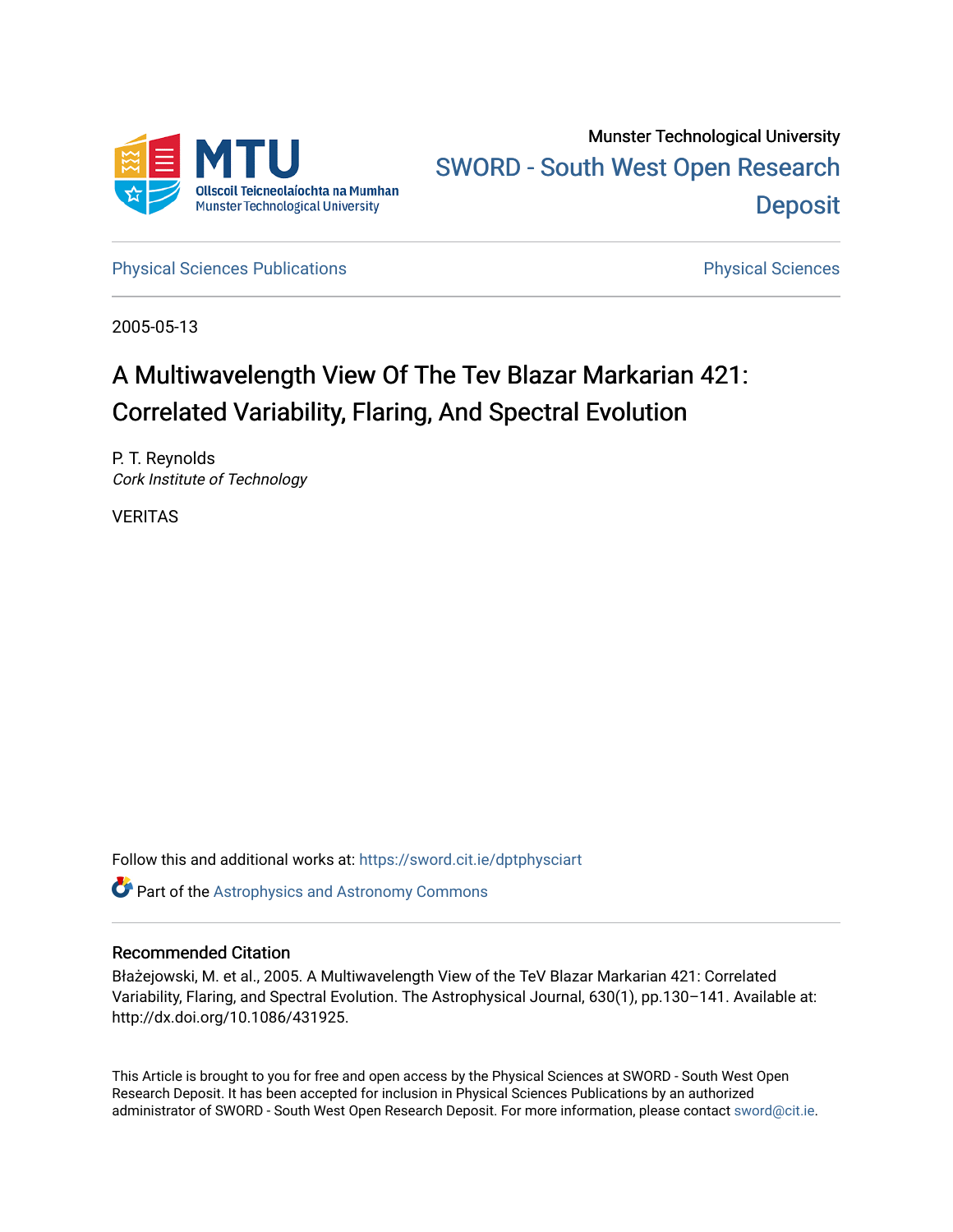Munster Technological University

SWORD - South West Open Research Deposit

Physical Sciences Publications

Physical Sciences

2005-05-13

# A Multiwavelength View Of The Tev Blazar Markarian 421: Correlated Variability, Flaring, And Spectral Evolution

P. T. Reynolds
*Cork Institute of Technology*

VERITAS

Follow this and additional works at: https://sword.cit.ie/dptphysciart

Part of the Astrophysics and Astronomy Commons

## Recommended Citation

Błażejowski, M. et al., 2005. A Multiwavelength View of the TeV Blazar Markarian 421: Correlated Variability, Flaring, and Spectral Evolution. The Astrophysical Journal, 630(1), pp.130–141. Available at: http://dx.doi.org/10.1086/431925.

This Article is brought to you for free and open access by the Physical Sciences at SWORD - South West Open Research Deposit. It has been accepted for inclusion in Physical Sciences Publications by an authorized administrator of SWORD - South West Open Research Deposit. For more information, please contact sword@cit.ie.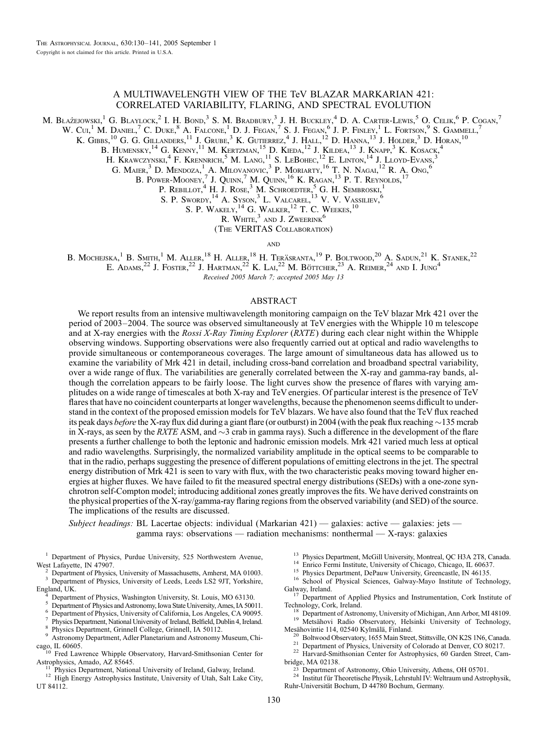# A MULTIWAVELENGTH VIEW OF THE TeV BLAZAR MARKARIAN 421: CORRELATED VARIABILITY, FLARING, AND SPECTRAL EVOLUTION

M. Błażejowski,[1] G. Blaylock,[2] I. H. Bond,[3] S. M. Bradbury,[3] J. H. Buckley,[4] D. A. Carter-Lewis,[5] O. Celik,[6] P. Cogan,[7] W. Cui,[1] M. Daniel,[7] C. Duke,[8] A. Falcone,[1] D. J. Fegan,[7] S. J. Fegan,[6] J. P. Finley,[1] L. Fortson,[9] S. Gammell,[7] K. Gibbs,[10] G. G. Gillanders,[11] J. Grube,[3] K. Gutierrez,[4] J. Hall,[12] D. Hanna,[13] J. Holder,[3] D. Horan,[10] B. Humensky,[14] G. Kenny,[11] M. Kertzman,[15] D. Kieda,[12] J. Kildea,[13] J. Knapp,[3] K. Kosack,[4] H. Krawczynski,[4] F. Krennrich,[5] M. Lang,[11] S. LeBohec,[12] E. Linton,[14] J. Lloyd-Evans,[3] G. Maier,[3] D. Mendoza,[1] A. Milovanovic,[3] P. Moriarty,[16] T. N. Nagai,[12] R. A. Ong,[6] B. Power-Mooney,[7] J. Quinn,[7] M. Quinn,[16] K. Ragan,[13] P. T. Reynolds,[17] P. Rebillot,[4] H. J. Rose,[3] M. Schroedter,[5] G. H. Sembroski,[1] S. P. Swordy,[14] A. Syson,[3] L. Valcarel,[13] V. V. Vassiliev,[6] S. P. Wakely,[14] G. Walker,[12] T. C. Weekes,[10] R. White,[3] and J. Zweerink[6]

(The VERITAS Collaboration)

and

B. Mochejska,[1] B. Smith,[1] M. Aller,[18] H. Aller,[18] H. Teräsranta,[19] P. Boltwood,[20] A. Sadun,[21] K. Stanek,[22] E. Adams,[22] J. Foster,[22] J. Hartman,[22] K. Lai,[22] M. Böttcher,[23] A. Reimer,[24] and I. Jung[4]

*Received 2005 March 7; accepted 2005 May 13*

## ABSTRACT

We report results from an intensive multiwavelength monitoring campaign on the TeV blazar Mrk 421 over the period of 2003–2004. The source was observed simultaneously at TeV energies with the Whipple 10 m telescope and at X-ray energies with the *Rossi X-Ray Timing Explorer* (*RXTE*) during each clear night within the Whipple observing windows. Supporting observations were also frequently carried out at optical and radio wavelengths to provide simultaneous or contemporaneous coverages. The large amount of simultaneous data has allowed us to examine the variability of Mrk 421 in detail, including cross-band correlation and broadband spectral variability, over a wide range of flux. The variabilities are generally correlated between the X-ray and gamma-ray bands, although the correlation appears to be fairly loose. The light curves show the presence of flares with varying amplitudes on a wide range of timescales at both X-ray and TeV energies. Of particular interest is the presence of TeV flares that have no coincident counterparts at longer wavelengths, because the phenomenon seems difficult to understand in the context of the proposed emission models for TeV blazars. We have also found that the TeV flux reached its peak days *before* the X-ray flux did during a giant flare (or outburst) in 2004 (with the peak flux reaching ~135 mcrab in X-rays, as seen by the *RXTE* ASM, and ~3 crab in gamma rays). Such a difference in the development of the flare presents a further challenge to both the leptonic and hadronic emission models. Mrk 421 varied much less at optical and radio wavelengths. Surprisingly, the normalized variability amplitude in the optical seems to be comparable to that in the radio, perhaps suggesting the presence of different populations of emitting electrons in the jet. The spectral energy distribution of Mrk 421 is seen to vary with flux, with the two characteristic peaks moving toward higher energies at higher fluxes. We have failed to fit the measured spectral energy distributions (SEDs) with a one-zone synchrotron self-Compton model; introducing additional zones greatly improves the fits. We have derived constraints on the physical properties of the X-ray/gamma-ray flaring regions from the observed variability (and SED) of the source. The implications of the results are discussed.

*Subject headings:* BL Lacertae objects: individual (Markarian 421) — galaxies: active — galaxies: jets — gamma rays: observations — radiation mechanisms: nonthermal — X-rays: galaxies

[1] Department of Physics, Purdue University, 525 Northwestern Avenue, West Lafayette, IN 47907.

[2] Department of Physics, University of Massachusetts, Amherst, MA 01003.

[3] Department of Physics, University of Leeds, Leeds LS2 9JT, Yorkshire, England, UK.

[4] Department of Physics, Washington University, St. Louis, MO 63130.

[5] Department of Physics and Astronomy, Iowa State University, Ames, IA 50011.

[6] Department of Physics, University of California, Los Angeles, CA 90095.

[7] Physics Department, National University of Ireland, Belfield, Dublin 4, Ireland.

[8] Physics Department, Grinnell College, Grinnell, IA 50112.

[9] Astronomy Department, Adler Planetarium and Astronomy Museum, Chicago, IL 60605.

[10] Fred Lawrence Whipple Observatory, Harvard-Smithsonian Center for Astrophysics, Amado, AZ 85645.

[11] Physics Department, National University of Ireland, Galway, Ireland.

[12] High Energy Astrophysics Institute, University of Utah, Salt Lake City, UT 84112.

[13] Physics Department, McGill University, Montreal, QC H3A 2T8, Canada.

[14] Enrico Fermi Institute, University of Chicago, Chicago, IL 60637.

[15] Physics Department, DePauw University, Greencastle, IN 46135.

[16] School of Physical Sciences, Galway-Mayo Institute of Technology, Galway, Ireland.

[17] Department of Applied Physics and Instrumentation, Cork Institute of Technology, Cork, Ireland.

[18] Department of Astronomy, University of Michigan, Ann Arbor, MI 48109.

[19] Metsähovi Radio Observatory, Helsinki University of Technology, Mesähovintie 114, 02540 Kylmälä, Finland.

[20] Boltwood Observatory, 1655 Main Street, Stittsville, ON K2S 1N6, Canada.

[21] Department of Physics, University of Colorado at Denver, CO 80217.

[22] Harvard-Smithsonian Center for Astrophysics, 60 Garden Street, Cambridge, MA 02138.

[23] Department of Astronomy, Ohio University, Athens, OH 05701.

[24] Institut für Theoretische Physik, Lehrstuhl IV: Weltraum und Astrophysik, Ruhr-Universität Bochum, D 44780 Bochum, Germany.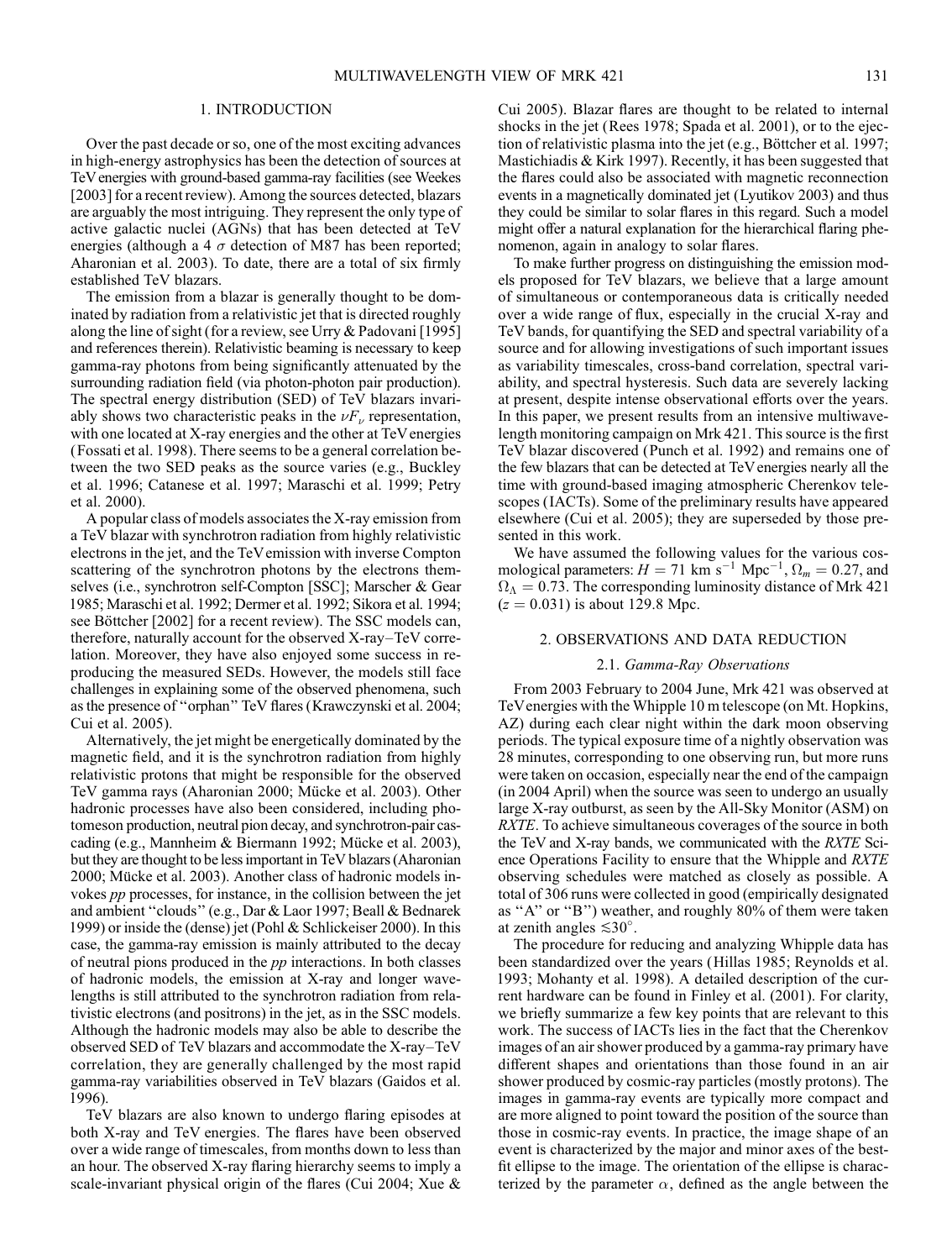## 1. INTRODUCTION

Over the past decade or so, one of the most exciting advances in high-energy astrophysics has been the detection of sources at TeV energies with ground-based gamma-ray facilities (see Weekes [2003] for a recent review). Among the sources detected, blazars are arguably the most intriguing. They represent the only type of active galactic nuclei (AGNs) that has been detected at TeV energies (although a 4 $\sigma$ detection of M87 has been reported; Aharonian et al. 2003). To date, there are a total of six firmly established TeV blazars.

The emission from a blazar is generally thought to be dominated by radiation from a relativistic jet that is directed roughly along the line of sight (for a review, see Urry & Padovani [1995] and references therein). Relativistic beaming is necessary to keep gamma-ray photons from being significantly attenuated by the surrounding radiation field (via photon-photon pair production). The spectral energy distribution (SED) of TeV blazars invariably shows two characteristic peaks in the $\nu F_\nu$ representation, with one located at X-ray energies and the other at TeV energies (Fossati et al. 1998). There seems to be a general correlation between the two SED peaks as the source varies (e.g., Buckley et al. 1996; Catanese et al. 1997; Maraschi et al. 1999; Petry et al. 2000).

A popular class of models associates the X-ray emission from a TeV blazar with synchrotron radiation from highly relativistic electrons in the jet, and the TeV emission with inverse Compton scattering of the synchrotron photons by the electrons themselves (i.e., synchrotron self-Compton [SSC]; Marscher & Gear 1985; Maraschi et al. 1992; Dermer et al. 1992; Sikora et al. 1994; see Böttcher [2002] for a recent review). The SSC models can, therefore, naturally account for the observed X-ray–TeV correlation. Moreover, they have also enjoyed some success in reproducing the measured SEDs. However, the models still face challenges in explaining some of the observed phenomena, such as the presence of "orphan" TeV flares (Krawczynski et al. 2004; Cui et al. 2005).

Alternatively, the jet might be energetically dominated by the magnetic field, and it is the synchrotron radiation from highly relativistic protons that might be responsible for the observed TeV gamma rays (Aharonian 2000; Mücke et al. 2003). Other hadronic processes have also been considered, including photomeson production, neutral pion decay, and synchrotron-pair cascading (e.g., Mannheim & Biermann 1992; Mücke et al. 2003), but they are thought to be less important in TeV blazars (Aharonian 2000; Mücke et al. 2003). Another class of hadronic models invokes *pp* processes, for instance, in the collision between the jet and ambient "clouds" (e.g., Dar & Laor 1997; Beall & Bednarek 1999) or inside the (dense) jet (Pohl & Schlickeiser 2000). In this case, the gamma-ray emission is mainly attributed to the decay of neutral pions produced in the *pp* interactions. In both classes of hadronic models, the emission at X-ray and longer wavelengths is still attributed to the synchrotron radiation from relativistic electrons (and positrons) in the jet, as in the SSC models. Although the hadronic models may also be able to describe the observed SED of TeV blazars and accommodate the X-ray–TeV correlation, they are generally challenged by the most rapid gamma-ray variabilities observed in TeV blazars (Gaidos et al. 1996).

TeV blazars are also known to undergo flaring episodes at both X-ray and TeV energies. The flares have been observed over a wide range of timescales, from months down to less than an hour. The observed X-ray flaring hierarchy seems to imply a scale-invariant physical origin of the flares (Cui 2004; Xue & Cui 2005). Blazar flares are thought to be related to internal shocks in the jet (Rees 1978; Spada et al. 2001), or to the ejection of relativistic plasma into the jet (e.g., Böttcher et al. 1997; Mastichiadis & Kirk 1997). Recently, it has been suggested that the flares could also be associated with magnetic reconnection events in a magnetically dominated jet (Lyutikov 2003) and thus they could be similar to solar flares in this regard. Such a model might offer a natural explanation for the hierarchical flaring phenomenon, again in analogy to solar flares.

To make further progress on distinguishing the emission models proposed for TeV blazars, we believe that a large amount of simultaneous or contemporaneous data is critically needed over a wide range of flux, especially in the crucial X-ray and TeV bands, for quantifying the SED and spectral variability of a source and for allowing investigations of such important issues as variability timescales, cross-band correlation, spectral variability, and spectral hysteresis. Such data are severely lacking at present, despite intense observational efforts over the years. In this paper, we present results from an intensive multiwavelength monitoring campaign on Mrk 421. This source is the first TeV blazar discovered (Punch et al. 1992) and remains one of the few blazars that can be detected at TeV energies nearly all the time with ground-based imaging atmospheric Cherenkov telescopes (IACTs). Some of the preliminary results have appeared elsewhere (Cui et al. 2005); they are superseded by those presented in this work.

We have assumed the following values for the various cosmological parameters: $H = 71$ km s$^{-1}$ Mpc$^{-1}$, $\Omega_m = 0.27$, and $\Omega_\Lambda = 0.73$. The corresponding luminosity distance of Mrk 421 ($z = 0.031$) is about 129.8 Mpc.

## 2. OBSERVATIONS AND DATA REDUCTION

### 2.1. *Gamma-Ray Observations*

From 2003 February to 2004 June, Mrk 421 was observed at TeV energies with the Whipple 10 m telescope (on Mt. Hopkins, AZ) during each clear night within the dark moon observing periods. The typical exposure time of a nightly observation was 28 minutes, corresponding to one observing run, but more runs were taken on occasion, especially near the end of the campaign (in 2004 April) when the source was seen to undergo an usually large X-ray outburst, as seen by the All-Sky Monitor (ASM) on *RXTE*. To achieve simultaneous coverages of the source in both the TeV and X-ray bands, we communicated with the *RXTE* Science Operations Facility to ensure that the Whipple and *RXTE* observing schedules were matched as closely as possible. A total of 306 runs were collected in good (empirically designated as "A" or "B") weather, and roughly 80% of them were taken at zenith angles $\lesssim 30°$.

The procedure for reducing and analyzing Whipple data has been standardized over the years (Hillas 1985; Reynolds et al. 1993; Mohanty et al. 1998). A detailed description of the current hardware can be found in Finley et al. (2001). For clarity, we briefly summarize a few key points that are relevant to this work. The success of IACTs lies in the fact that the Cherenkov images of an air shower produced by a gamma-ray primary have different shapes and orientations than those found in an air shower produced by cosmic-ray particles (mostly protons). The images in gamma-ray events are typically more compact and are more aligned to point toward the position of the source than those in cosmic-ray events. In practice, the image shape of an event is characterized by the major and minor axes of the best-fit ellipse to the image. The orientation of the ellipse is characterized by the parameter $\alpha$, defined as the angle between the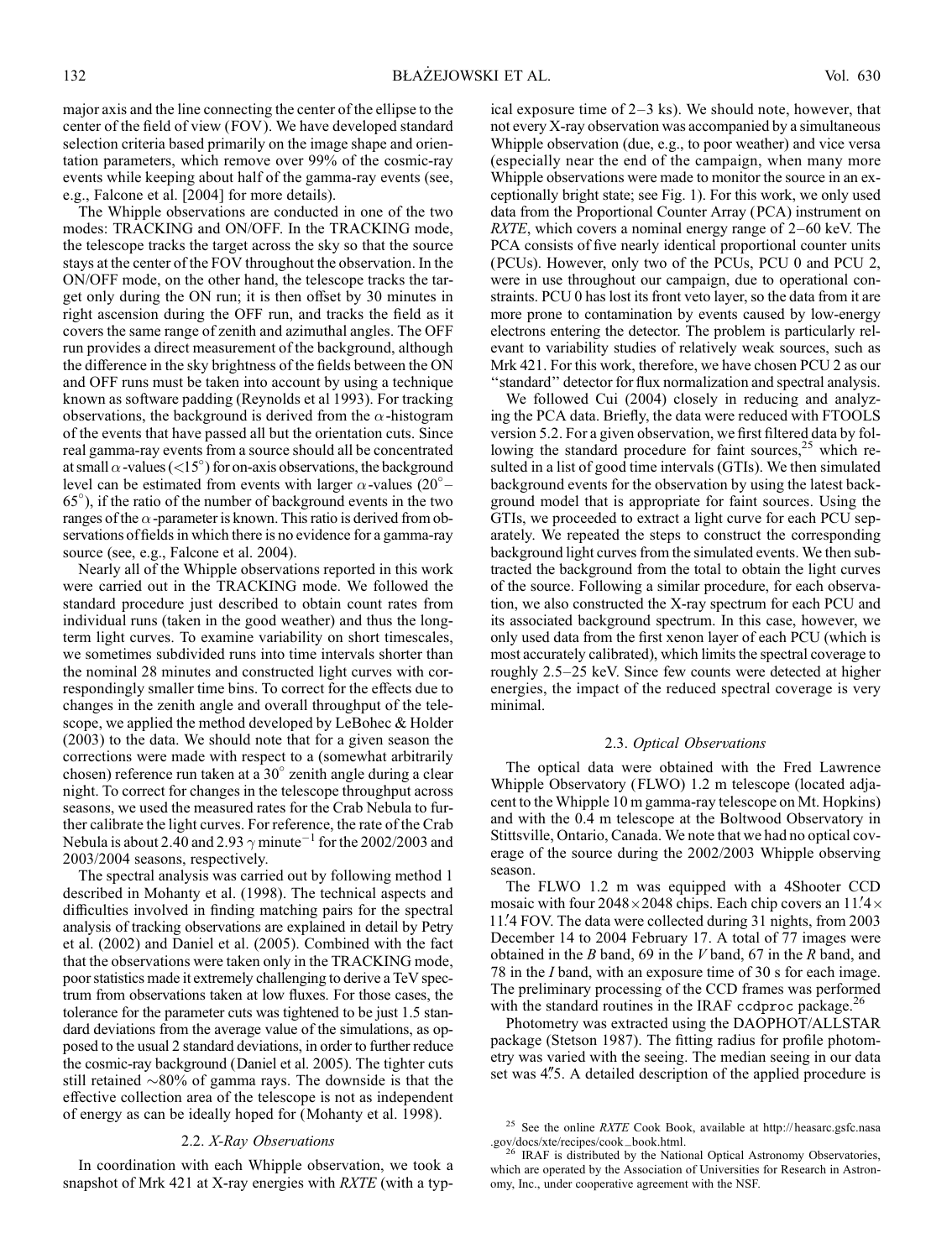major axis and the line connecting the center of the ellipse to the center of the field of view (FOV). We have developed standard selection criteria based primarily on the image shape and orientation parameters, which remove over 99% of the cosmic-ray events while keeping about half of the gamma-ray events (see, e.g., Falcone et al. [2004] for more details).

The Whipple observations are conducted in one of the two modes: TRACKING and ON/OFF. In the TRACKING mode, the telescope tracks the target across the sky so that the source stays at the center of the FOV throughout the observation. In the ON/OFF mode, on the other hand, the telescope tracks the target only during the ON run; it is then offset by 30 minutes in right ascension during the OFF run, and tracks the field as it covers the same range of zenith and azimuthal angles. The OFF run provides a direct measurement of the background, although the difference in the sky brightness of the fields between the ON and OFF runs must be taken into account by using a technique known as software padding (Reynolds et al 1993). For tracking observations, the background is derived from the $\alpha$-histogram of the events that have passed all but the orientation cuts. Since real gamma-ray events from a source should all be concentrated at small $\alpha$-values ($<15°$) for on-axis observations, the background level can be estimated from events with larger $\alpha$-values ($20°$–$65°$), if the ratio of the number of background events in the two ranges of the $\alpha$-parameter is known. This ratio is derived from observations of fields in which there is no evidence for a gamma-ray source (see, e.g., Falcone et al. 2004).

Nearly all of the Whipple observations reported in this work were carried out in the TRACKING mode. We followed the standard procedure just described to obtain count rates from individual runs (taken in the good weather) and thus the long-term light curves. To examine variability on short timescales, we sometimes subdivided runs into time intervals shorter than the nominal 28 minutes and constructed light curves with correspondingly smaller time bins. To correct for the effects due to changes in the zenith angle and overall throughput of the telescope, we applied the method developed by LeBohec & Holder (2003) to the data. We should note that for a given season the corrections were made with respect to a (somewhat arbitrarily chosen) reference run taken at a 30° zenith angle during a clear night. To correct for changes in the telescope throughput across seasons, we used the measured rates for the Crab Nebula to further calibrate the light curves. For reference, the rate of the Crab Nebula is about 2.40 and 2.93 $\gamma$ minute$^{-1}$ for the 2002/2003 and 2003/2004 seasons, respectively.

The spectral analysis was carried out by following method 1 described in Mohanty et al. (1998). The technical aspects and difficulties involved in finding matching pairs for the spectral analysis of tracking observations are explained in detail by Petry et al. (2002) and Daniel et al. (2005). Combined with the fact that the observations were taken only in the TRACKING mode, poor statistics made it extremely challenging to derive a TeV spectrum from observations taken at low fluxes. For those cases, the tolerance for the parameter cuts was tightened to be just 1.5 standard deviations from the average value of the simulations, as opposed to the usual 2 standard deviations, in order to further reduce the cosmic-ray background (Daniel et al. 2005). The tighter cuts still retained ~80% of gamma rays. The downside is that the effective collection area of the telescope is not as independent of energy as can be ideally hoped for (Mohanty et al. 1998).

### 2.2. *X-Ray Observations*

In coordination with each Whipple observation, we took a snapshot of Mrk 421 at X-ray energies with *RXTE* (with a typical exposure time of 2–3 ks). We should note, however, that not every X-ray observation was accompanied by a simultaneous Whipple observation (due, e.g., to poor weather) and vice versa (especially near the end of the campaign, when many more Whipple observations were made to monitor the source in an exceptionally bright state; see Fig. 1). For this work, we only used data from the Proportional Counter Array (PCA) instrument on *RXTE*, which covers a nominal energy range of 2–60 keV. The PCA consists of five nearly identical proportional counter units (PCUs). However, only two of the PCUs, PCU 0 and PCU 2, were in use throughout our campaign, due to operational constraints. PCU 0 has lost its front veto layer, so the data from it are more prone to contamination by events caused by low-energy electrons entering the detector. The problem is particularly relevant to variability studies of relatively weak sources, such as Mrk 421. For this work, therefore, we have chosen PCU 2 as our "standard" detector for flux normalization and spectral analysis.

We followed Cui (2004) closely in reducing and analyzing the PCA data. Briefly, the data were reduced with FTOOLS version 5.2. For a given observation, we first filtered data by following the standard procedure for faint sources,[25] which resulted in a list of good time intervals (GTIs). We then simulated background events for the observation by using the latest background model that is appropriate for faint sources. Using the GTIs, we proceeded to extract a light curve for each PCU separately. We repeated the steps to construct the corresponding background light curves from the simulated events. We then subtracted the background from the total to obtain the light curves of the source. Following a similar procedure, for each observation, we also constructed the X-ray spectrum for each PCU and its associated background spectrum. In this case, however, we only used data from the first xenon layer of each PCU (which is most accurately calibrated), which limits the spectral coverage to roughly 2.5–25 keV. Since few counts were detected at higher energies, the impact of the reduced spectral coverage is very minimal.

### 2.3. *Optical Observations*

The optical data were obtained with the Fred Lawrence Whipple Observatory (FLWO) 1.2 m telescope (located adjacent to the Whipple 10 m gamma-ray telescope on Mt. Hopkins) and with the 0.4 m telescope at the Boltwood Observatory in Stittsville, Ontario, Canada. We note that we had no optical coverage of the source during the 2002/2003 Whipple observing season.

The FLWO 1.2 m was equipped with a 4Shooter CCD mosaic with four $2048 \times 2048$ chips. Each chip covers an $11'.4 \times 11'.4$ FOV. The data were collected during 31 nights, from 2003 December 14 to 2004 February 17. A total of 77 images were obtained in the *B* band, 69 in the *V* band, 67 in the *R* band, and 78 in the *I* band, with an exposure time of 30 s for each image. The preliminary processing of the CCD frames was performed with the standard routines in the IRAF `ccdproc` package.[26]

Photometry was extracted using the DAOPHOT/ALLSTAR package (Stetson 1987). The fitting radius for profile photometry was varied with the seeing. The median seeing in our data set was 4".5. A detailed description of the applied procedure is

[25] See the online *RXTE* Cook Book, available at http://heasarc.gsfc.nasa.gov/docs/xte/recipes/cook_book.html.

[26] IRAF is distributed by the National Optical Astronomy Observatories, which are operated by the Association of Universities for Research in Astronomy, Inc., under cooperative agreement with the NSF.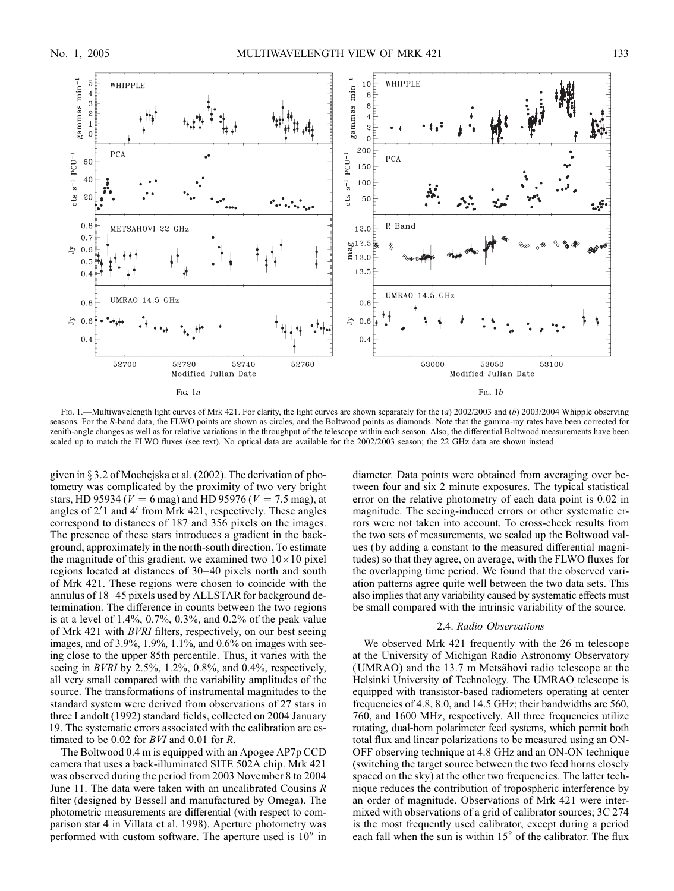Fig. 1a

Fig. 1b

Fig. 1.—Multiwavelength light curves of Mrk 421. For clarity, the light curves are shown separately for the (*a*) 2002/2003 and (*b*) 2003/2004 Whipple observing seasons. For the *R*-band data, the FLWO points are shown as circles, and the Boltwood points as diamonds. Note that the gamma-ray rates have been corrected for zenith-angle changes as well as for relative variations in the throughput of the telescope within each season. Also, the differential Boltwood measurements have been scaled up to match the FLWO fluxes (see text). No optical data are available for the 2002/2003 season; the 22 GHz data are shown instead.

given in § 3.2 of Mochejska et al. (2002). The derivation of photometry was complicated by the proximity of two very bright stars, HD 95934 ($V = 6$ mag) and HD 95976 ($V = 7.5$ mag), at angles of 2.′1 and 4′ from Mrk 421, respectively. These angles correspond to distances of 187 and 356 pixels on the images. The presence of these stars introduces a gradient in the background, approximately in the north-south direction. To estimate the magnitude of this gradient, we examined two $10 \times 10$ pixel regions located at distances of 30–40 pixels north and south of Mrk 421. These regions were chosen to coincide with the annulus of 18–45 pixels used by ALLSTAR for background determination. The difference in counts between the two regions is at a level of 1.4%, 0.7%, 0.3%, and 0.2% of the peak value of Mrk 421 with *BVRI* filters, respectively, on our best seeing images, and of 3.9%, 1.9%, 1.1%, and 0.6% on images with seeing close to the upper 85th percentile. Thus, it varies with the seeing in *BVRI* by 2.5%, 1.2%, 0.8%, and 0.4%, respectively, all very small compared with the variability amplitudes of the source. The transformations of instrumental magnitudes to the standard system were derived from observations of 27 stars in three Landolt (1992) standard fields, collected on 2004 January 19. The systematic errors associated with the calibration are estimated to be 0.02 for *BVI* and 0.01 for *R*.

The Boltwood 0.4 m is equipped with an Apogee AP7p CCD camera that uses a back-illuminated SITE 502A chip. Mrk 421 was observed during the period from 2003 November 8 to 2004 June 11. The data were taken with an uncalibrated Cousins *R* filter (designed by Bessell and manufactured by Omega). The photometric measurements are differential (with respect to comparison star 4 in Villata et al. 1998). Aperture photometry was performed with custom software. The aperture used is 10″ in diameter. Data points were obtained from averaging over between four and six 2 minute exposures. The typical statistical error on the relative photometry of each data point is 0.02 in magnitude. The seeing-induced errors or other systematic errors were not taken into account. To cross-check results from the two sets of measurements, we scaled up the Boltwood values (by adding a constant to the measured differential magnitudes) so that they agree, on average, with the FLWO fluxes for the overlapping time period. We found that the observed variation patterns agree quite well between the two data sets. This also implies that any variability caused by systematic effects must be small compared with the intrinsic variability of the source.

### 2.4. *Radio Observations*

We observed Mrk 421 frequently with the 26 m telescope at the University of Michigan Radio Astronomy Observatory (UMRAO) and the 13.7 m Metsähovi radio telescope at the Helsinki University of Technology. The UMRAO telescope is equipped with transistor-based radiometers operating at center frequencies of 4.8, 8.0, and 14.5 GHz; their bandwidths are 560, 760, and 1600 MHz, respectively. All three frequencies utilize rotating, dual-horn polarimeter feed systems, which permit both total flux and linear polarizations to be measured using an ON-OFF observing technique at 4.8 GHz and an ON-ON technique (switching the target source between the two feed horns closely spaced on the sky) at the other two frequencies. The latter technique reduces the contribution of tropospheric interference by an order of magnitude. Observations of Mrk 421 were intermixed with observations of a grid of calibrator sources; 3C 274 is the most frequently used calibrator, except during a period each fall when the sun is within 15° of the calibrator. The flux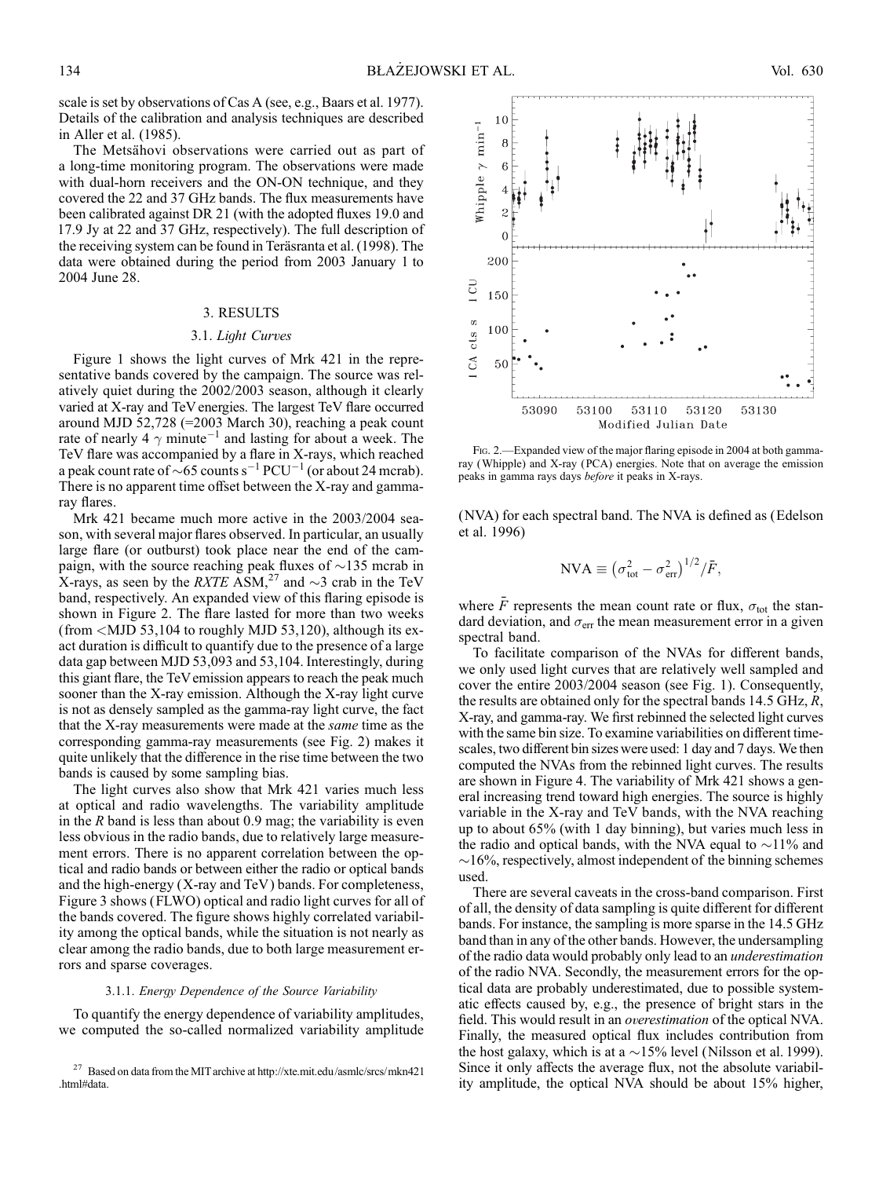scale is set by observations of Cas A (see, e.g., Baars et al. 1977). Details of the calibration and analysis techniques are described in Aller et al. (1985).

The Metsähovi observations were carried out as part of a long-time monitoring program. The observations were made with dual-horn receivers and the ON-ON technique, and they covered the 22 and 37 GHz bands. The flux measurements have been calibrated against DR 21 (with the adopted fluxes 19.0 and 17.9 Jy at 22 and 37 GHz, respectively). The full description of the receiving system can be found in Teräsranta et al. (1998). The data were obtained during the period from 2003 January 1 to 2004 June 28.

## 3. RESULTS

### 3.1. *Light Curves*

Figure 1 shows the light curves of Mrk 421 in the representative bands covered by the campaign. The source was relatively quiet during the 2002/2003 season, although it clearly varied at X-ray and TeV energies. The largest TeV flare occurred around MJD 52,728 (=2003 March 30), reaching a peak count rate of nearly 4 $\gamma$ minute$^{-1}$ and lasting for about a week. The TeV flare was accompanied by a flare in X-rays, which reached a peak count rate of ~65 counts s$^{-1}$ PCU$^{-1}$ (or about 24 mcrab). There is no apparent time offset between the X-ray and gamma-ray flares.

Mrk 421 became much more active in the 2003/2004 season, with several major flares observed. In particular, an usually large flare (or outburst) took place near the end of the campaign, with the source reaching peak fluxes of ~135 mcrab in X-rays, as seen by the *RXTE* ASM,[27] and ~3 crab in the TeV band, respectively. An expanded view of this flaring episode is shown in Figure 2. The flare lasted for more than two weeks (from <MJD 53,104 to roughly MJD 53,120), although its exact duration is difficult to quantify due to the presence of a large data gap between MJD 53,093 and 53,104. Interestingly, during this giant flare, the TeV emission appears to reach the peak much sooner than the X-ray emission. Although the X-ray light curve is not as densely sampled as the gamma-ray light curve, the fact that the X-ray measurements were made at the *same* time as the corresponding gamma-ray measurements (see Fig. 2) makes it quite unlikely that the difference in the rise time between the two bands is caused by some sampling bias.

The light curves also show that Mrk 421 varies much less at optical and radio wavelengths. The variability amplitude in the *R* band is less than about 0.9 mag; the variability is even less obvious in the radio bands, due to relatively large measurement errors. There is no apparent correlation between the optical and radio bands or between either the radio or optical bands and the high-energy (X-ray and TeV) bands. For completeness, Figure 3 shows (FLWO) optical and radio light curves for all of the bands covered. The figure shows highly correlated variability among the optical bands, while the situation is not nearly as clear among the radio bands, due to both large measurement errors and sparse coverages.

#### 3.1.1. *Energy Dependence of the Source Variability*

To quantify the energy dependence of variability amplitudes, we computed the so-called normalized variability amplitude (NVA) for each spectral band. The NVA is defined as (Edelson et al. 1996)

$$\mathrm{NVA} \equiv \left(\sigma_{\mathrm{tot}}^2 - \sigma_{\mathrm{err}}^2\right)^{1/2} / \bar{F},$$

where $\bar{F}$ represents the mean count rate or flux, $\sigma_{\mathrm{tot}}$ the standard deviation, and $\sigma_{\mathrm{err}}$ the mean measurement error in a given spectral band.

To facilitate comparison of the NVAs for different bands, we only used light curves that are relatively well sampled and cover the entire 2003/2004 season (see Fig. 1). Consequently, the results are obtained only for the spectral bands 14.5 GHz, *R*, X-ray, and gamma-ray. We first rebinned the selected light curves with the same bin size. To examine variabilities on different timescales, two different bin sizes were used: 1 day and 7 days. We then computed the NVAs from the rebinned light curves. The results are shown in Figure 4. The variability of Mrk 421 shows a general increasing trend toward high energies. The source is highly variable in the X-ray and TeV bands, with the NVA reaching up to about 65% (with 1 day binning), but varies much less in the radio and optical bands, with the NVA equal to ~11% and ~16%, respectively, almost independent of the binning schemes used.

There are several caveats in the cross-band comparison. First of all, the density of data sampling is quite different for different bands. For instance, the sampling is more sparse in the 14.5 GHz band than in any of the other bands. However, the undersampling of the radio data would probably only lead to an *underestimation* of the radio NVA. Secondly, the measurement errors for the optical data are probably underestimated, due to possible systematic effects caused by, e.g., the presence of bright stars in the field. This would result in an *overestimation* of the optical NVA. Finally, the measured optical flux includes contribution from the host galaxy, which is at a ~15% level (Nilsson et al. 1999). Since it only affects the average flux, not the absolute variability amplitude, the optical NVA should be about 15% higher,

Fig. 2.—Expanded view of the major flaring episode in 2004 at both gamma-ray (Whipple) and X-ray (PCA) energies. Note that on average the emission peaks in gamma rays days *before* it peaks in X-rays.

[27] Based on data from the MIT archive at http://xte.mit.edu/asmlc/srcs/mkn421.html#data.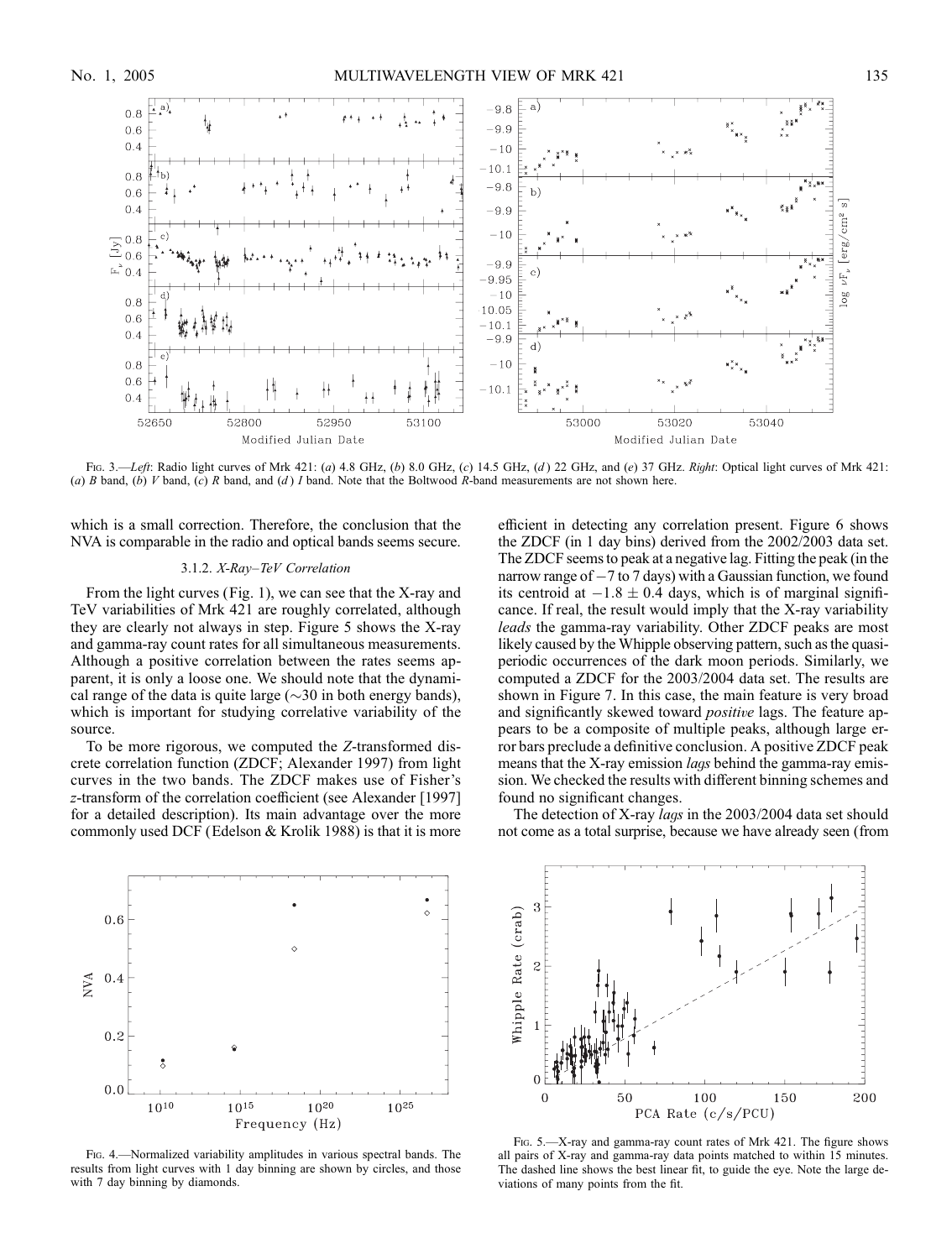FIG. 3.—*Left*: Radio light curves of Mrk 421: (*a*) 4.8 GHz, (*b*) 8.0 GHz, (*c*) 14.5 GHz, (*d*) 22 GHz, and (*e*) 37 GHz. *Right*: Optical light curves of Mrk 421: (*a*) *B* band, (*b*) *V* band, (*c*) *R* band, and (*d*) *I* band. Note that the Boltwood *R*-band measurements are not shown here.

which is a small correction. Therefore, the conclusion that the NVA is comparable in the radio and optical bands seems secure.

### 3.1.2. *X-Ray–TeV Correlation*

From the light curves (Fig. 1), we can see that the X-ray and TeV variabilities of Mrk 421 are roughly correlated, although they are clearly not always in step. Figure 5 shows the X-ray and gamma-ray count rates for all simultaneous measurements. Although a positive correlation between the rates seems apparent, it is only a loose one. We should note that the dynamical range of the data is quite large ($\sim$30 in both energy bands), which is important for studying correlative variability of the source.

To be more rigorous, we computed the *Z*-transformed discrete correlation function (ZDCF; Alexander 1997) from light curves in the two bands. The ZDCF makes use of Fisher's *z*-transform of the correlation coefficient (see Alexander [1997] for a detailed description). Its main advantage over the more commonly used DCF (Edelson & Krolik 1988) is that it is more efficient in detecting any correlation present. Figure 6 shows the ZDCF (in 1 day bins) derived from the 2002/2003 data set. The ZDCF seems to peak at a negative lag. Fitting the peak (in the narrow range of $-7$ to 7 days) with a Gaussian function, we found its centroid at $-1.8 \pm 0.4$ days, which is of marginal significance. If real, the result would imply that the X-ray variability *leads* the gamma-ray variability. Other ZDCF peaks are most likely caused by the Whipple observing pattern, such as the quasi-periodic occurrences of the dark moon periods. Similarly, we computed a ZDCF for the 2003/2004 data set. The results are shown in Figure 7. In this case, the main feature is very broad and significantly skewed toward *positive* lags. The feature appears to be a composite of multiple peaks, although large error bars preclude a definitive conclusion. A positive ZDCF peak means that the X-ray emission *lags* behind the gamma-ray emission. We checked the results with different binning schemes and found no significant changes.

The detection of X-ray *lags* in the 2003/2004 data set should not come as a total surprise, because we have already seen (from

FIG. 4.—Normalized variability amplitudes in various spectral bands. The results from light curves with 1 day binning are shown by circles, and those with 7 day binning by diamonds.

FIG. 5.—X-ray and gamma-ray count rates of Mrk 421. The figure shows all pairs of X-ray and gamma-ray data points matched to within 15 minutes. The dashed line shows the best linear fit, to guide the eye. Note the large deviations of many points from the fit.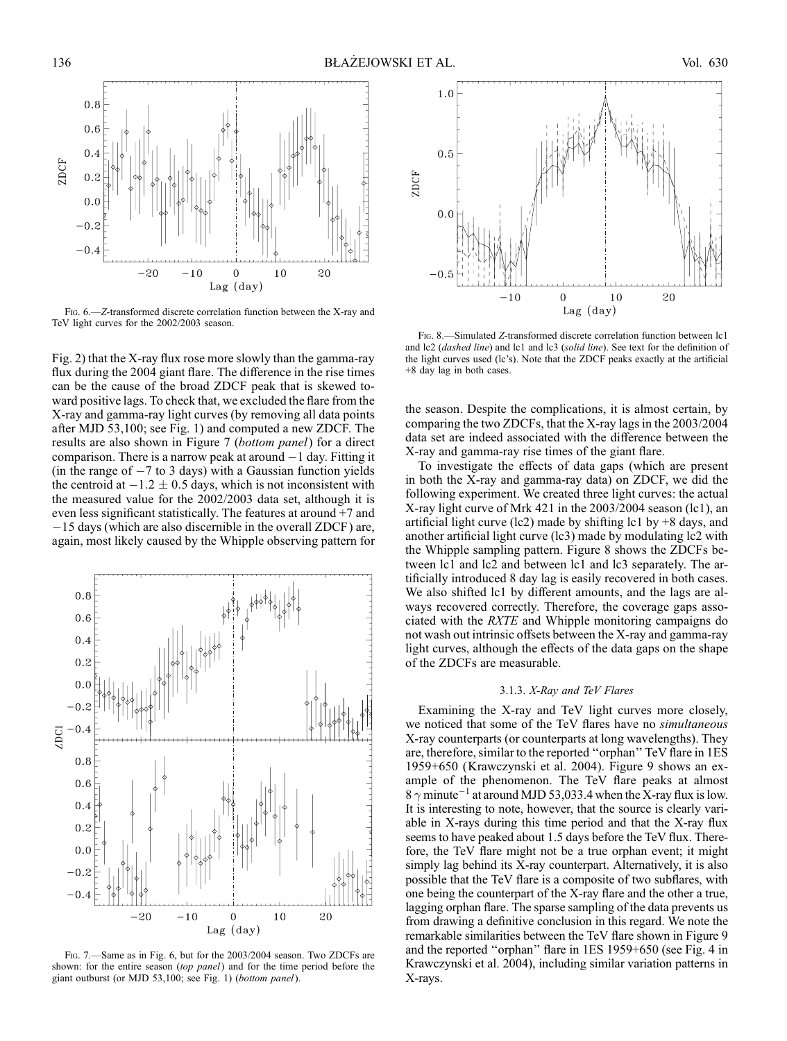Fig. 6.—*Z*-transformed discrete correlation function between the X-ray and TeV light curves for the 2002/2003 season.

Fig. 2) that the X-ray flux rose more slowly than the gamma-ray flux during the 2004 giant flare. The difference in the rise times can be the cause of the broad ZDCF peak that is skewed toward positive lags. To check that, we excluded the flare from the X-ray and gamma-ray light curves (by removing all data points after MJD 53,100; see Fig. 1) and computed a new ZDCF. The results are also shown in Figure 7 (*bottom panel*) for a direct comparison. There is a narrow peak at around $-1$ day. Fitting it (in the range of $-7$ to 3 days) with a Gaussian function yields the centroid at $-1.2 \pm 0.5$ days, which is not inconsistent with the measured value for the 2002/2003 data set, although it is even less significant statistically. The features at around +7 and $-15$ days (which are also discernible in the overall ZDCF) are, again, most likely caused by the Whipple observing pattern for the season. Despite the complications, it is almost certain, by comparing the two ZDCFs, that the X-ray lags in the 2003/2004 data set are indeed associated with the difference between the X-ray and gamma-ray rise times of the giant flare.

Fig. 7.—Same as in Fig. 6, but for the 2003/2004 season. Two ZDCFs are shown: for the entire season (*top panel*) and for the time period before the giant outburst (or MJD 53,100; see Fig. 1) (*bottom panel*).

Fig. 8.—Simulated *Z*-transformed discrete correlation function between lc1 and lc2 (*dashed line*) and lc1 and lc3 (*solid line*). See text for the definition of the light curves used (lc's). Note that the ZDCF peaks exactly at the artificial +8 day lag in both cases.

To investigate the effects of data gaps (which are present in both the X-ray and gamma-ray data) on ZDCF, we did the following experiment. We created three light curves: the actual X-ray light curve of Mrk 421 in the 2003/2004 season (lc1), an artificial light curve (lc2) made by shifting lc1 by +8 days, and another artificial light curve (lc3) made by modulating lc2 with the Whipple sampling pattern. Figure 8 shows the ZDCFs between lc1 and lc2 and between lc1 and lc3 separately. The artificially introduced 8 day lag is easily recovered in both cases. We also shifted lc1 by different amounts, and the lags are always recovered correctly. Therefore, the coverage gaps associated with the *RXTE* and Whipple monitoring campaigns do not wash out intrinsic offsets between the X-ray and gamma-ray light curves, although the effects of the data gaps on the shape of the ZDCFs are measurable.

### 3.1.3. *X-Ray and TeV Flares*

Examining the X-ray and TeV light curves more closely, we noticed that some of the TeV flares have no *simultaneous* X-ray counterparts (or counterparts at long wavelengths). They are, therefore, similar to the reported "orphan" TeV flare in 1ES 1959+650 (Krawczynski et al. 2004). Figure 9 shows an example of the phenomenon. The TeV flare peaks at almost $8\ \gamma\ \mathrm{minute}^{-1}$ at around MJD 53,033.4 when the X-ray flux is low. It is interesting to note, however, that the source is clearly variable in X-rays during this time period and that the X-ray flux seems to have peaked about 1.5 days before the TeV flux. Therefore, the TeV flare might not be a true orphan event; it might simply lag behind its X-ray counterpart. Alternatively, it is also possible that the TeV flare is a composite of two subflares, with one being the counterpart of the X-ray flare and the other a true, lagging orphan flare. The sparse sampling of the data prevents us from drawing a definitive conclusion in this regard. We note the remarkable similarities between the TeV flare shown in Figure 9 and the reported "orphan" flare in 1ES 1959+650 (see Fig. 4 in Krawczynski et al. 2004), including similar variation patterns in X-rays.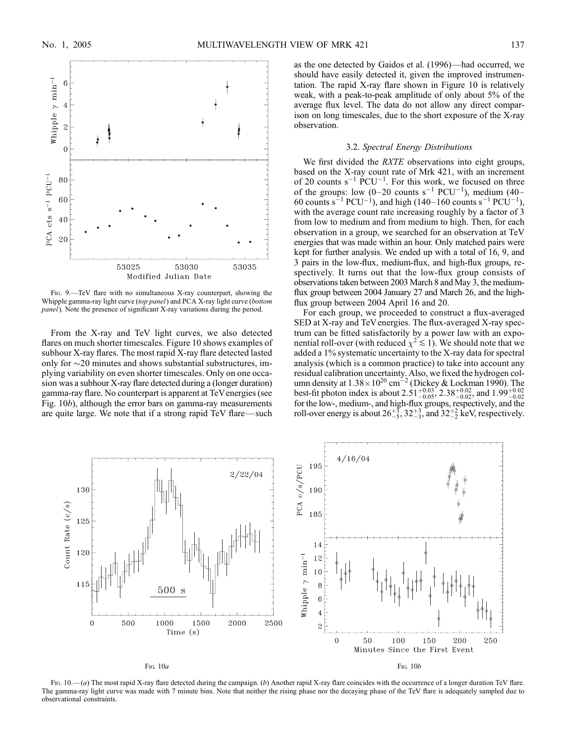Fig. 9.—TeV flare with no simultaneous X-ray counterpart, showing the Whipple gamma-ray light curve (*top panel*) and PCA X-ray light curve (*bottom panel*). Note the presence of significant X-ray variations during the period.

From the X-ray and TeV light curves, we also detected flares on much shorter timescales. Figure 10 shows examples of subhour X-ray flares. The most rapid X-ray flare detected lasted only for ~20 minutes and shows substantial substructures, implying variability on even shorter timescales. Only on one occasion was a subhour X-ray flare detected during a (longer duration) gamma-ray flare. No counterpart is apparent at TeV energies (see Fig. 10*b*), although the error bars on gamma-ray measurements are quite large. We note that if a strong rapid TeV flare—such as the one detected by Gaidos et al. (1996)—had occurred, we should have easily detected it, given the improved instrumentation. The rapid X-ray flare shown in Figure 10 is relatively weak, with a peak-to-peak amplitude of only about 5% of the average flux level. The data do not allow any direct comparison on long timescales, due to the short exposure of the X-ray observation.

### 3.2. *Spectral Energy Distributions*

We first divided the *RXTE* observations into eight groups, based on the X-ray count rate of Mrk 421, with an increment of 20 counts $s^{-1}$ $PCU^{-1}$. For this work, we focused on three of the groups: low (0–20 counts $s^{-1}$ $PCU^{-1}$), medium (40–60 counts $s^{-1}$ $PCU^{-1}$), and high (140–160 counts $s^{-1}$ $PCU^{-1}$), with the average count rate increasing roughly by a factor of 3 from low to medium and from medium to high. Then, for each observation in a group, we searched for an observation at TeV energies that was made within an hour. Only matched pairs were kept for further analysis. We ended up with a total of 16, 9, and 3 pairs in the low-flux, medium-flux, and high-flux groups, respectively. It turns out that the low-flux group consists of observations taken between 2003 March 8 and May 3, the medium-flux group between 2004 January 27 and March 26, and the high-flux group between 2004 April 16 and 20.

For each group, we proceeded to construct a flux-averaged SED at X-ray and TeV energies. The flux-averaged X-ray spectrum can be fitted satisfactorily by a power law with an exponential roll-over (with reduced $\chi^2 \lesssim 1$). We should note that we added a 1% systematic uncertainty to the X-ray data for spectral analysis (which is a common practice) to take into account any residual calibration uncertainty. Also, we fixed the hydrogen column density at $1.38 \times 10^{20}$ $cm^{-2}$ (Dickey & Lockman 1990). The best-fit photon index is about $2.51^{+0.03}_{-0.05}$, $2.38^{+0.02}_{-0.02}$, and $1.99^{+0.02}_{-0.02}$ for the low-, medium-, and high-flux groups, respectively, and the roll-over energy is about $26^{+3}_{-5}$, $32^{+3}_{-3}$, and $32^{+2}_{-2}$ keV, respectively.

Fig. 10.—(*a*) The most rapid X-ray flare detected during the campaign. (*b*) Another rapid X-ray flare coincides with the occurrence of a longer duration TeV flare. The gamma-ray light curve was made with 7 minute bins. Note that neither the rising phase nor the decaying phase of the TeV flare is adequately sampled due to observational constraints.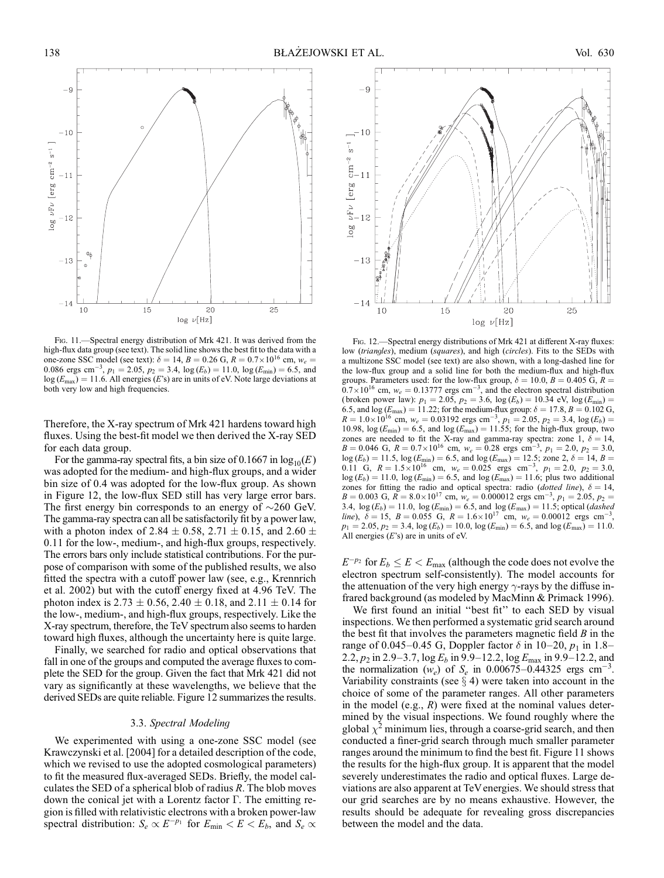FIG. 11.—Spectral energy distribution of Mrk 421. It was derived from the high-flux data group (see text). The solid line shows the best fit to the data with a one-zone SSC model (see text): $\delta = 14$, $B = 0.26$ G, $R = 0.7 \times 10^{16}$ cm, $w_e = 0.086$ ergs cm$^{-3}$, $p_1 = 2.05$, $p_2 = 3.4$, $\log(E_b) = 11.0$, $\log(E_{\min}) = 6.5$, and $\log(E_{\max}) = 11.6$. All energies ($E$'s) are in units of eV. Note large deviations at both very low and high frequencies.

FIG. 12.—Spectral energy distributions of Mrk 421 at different X-ray fluxes: low (*triangles*), medium (*squares*), and high (*circles*). Fits to the SEDs with a multizone SSC model (see text) are also shown, with a long-dashed line for the low-flux group and a solid line for both the medium-flux and high-flux groups. Parameters used: for the low-flux group, $\delta = 10.0$, $B = 0.405$ G, $R = 0.7 \times 10^{16}$ cm, $w_e = 0.13777$ ergs cm$^{-3}$, and the electron spectral distribution (broken power law): $p_1 = 2.05$, $p_2 = 3.6$, $\log(E_b) = 10.34$ eV, $\log(E_{\min}) = 6.5$, and $\log(E_{\max}) = 11.22$; for the medium-flux group: $\delta = 17.8$, $B = 0.102$ G, $R = 1.0 \times 10^{16}$ cm, $w_e = 0.03192$ ergs cm$^{-3}$, $p_1 = 2.05$, $p_2 = 3.4$, $\log(E_b) = 10.98$, $\log(E_{\min}) = 6.5$, and $\log(E_{\max}) = 11.55$; for the high-flux group, two zones are needed to fit the X-ray and gamma-ray spectra: zone 1, $\delta = 14$, $B = 0.046$ G, $R = 0.7 \times 10^{16}$ cm, $w_e = 0.28$ ergs cm$^{-3}$, $p_1 = 2.0$, $p_2 = 3.0$, $\log(E_b) = 11.5$, $\log(E_{\min}) = 6.5$, and $\log(E_{\max}) = 12.5$; zone 2, $\delta = 14$, $B = 0.11$ G, $R = 1.5 \times 10^{16}$ cm, $w_e = 0.025$ ergs cm$^{-3}$, $p_1 = 2.0$, $p_2 = 3.0$, $\log(E_b) = 11.0$, $\log(E_{\min}) = 6.5$, and $\log(E_{\max}) = 11.6$; plus two additional zones for fitting the radio and optical spectra: radio (*dotted line*), $\delta = 14$, $B = 0.003$ G, $R = 8.0 \times 10^{17}$ cm, $w_e = 0.000012$ ergs cm$^{-3}$, $p_1 = 2.05$, $p_2 = 3.4$, $\log(E_b) = 11.0$, $\log(E_{\min}) = 6.5$, and $\log(E_{\max}) = 11.5$; optical (*dashed line*), $\delta = 15$, $B = 0.055$ G, $R = 1.6 \times 10^{17}$ cm, $w_e = 0.00012$ ergs cm$^{-3}$, $p_1 = 2.05$, $p_2 = 3.4$, $\log(E_b) = 10.0$, $\log(E_{\min}) = 6.5$, and $\log(E_{\max}) = 11.0$. All energies ($E$'s) are in units of eV.

Therefore, the X-ray spectrum of Mrk 421 hardens toward high fluxes. Using the best-fit model we then derived the X-ray SED for each data group.

For the gamma-ray spectral fits, a bin size of 0.1667 in $\log_{10}(E)$ was adopted for the medium- and high-flux groups, and a wider bin size of 0.4 was adopted for the low-flux group. As shown in Figure 12, the low-flux SED still has very large error bars. The first energy bin corresponds to an energy of ~260 GeV. The gamma-ray spectra can all be satisfactorily fit by a power law, with a photon index of $2.84 \pm 0.58$, $2.71 \pm 0.15$, and $2.60 \pm 0.11$ for the low-, medium-, and high-flux groups, respectively. The errors bars only include statistical contributions. For the purpose of comparison with some of the published results, we also fitted the spectra with a cutoff power law (see, e.g., Krennrich et al. 2002) but with the cutoff energy fixed at 4.96 TeV. The photon index is $2.73 \pm 0.56$, $2.40 \pm 0.18$, and $2.11 \pm 0.14$ for the low-, medium-, and high-flux groups, respectively. Like the X-ray spectrum, therefore, the TeV spectrum also seems to harden toward high fluxes, although the uncertainty here is quite large.

Finally, we searched for radio and optical observations that fall in one of the groups and computed the average fluxes to complete the SED for the group. Given the fact that Mrk 421 did not vary as significantly at these wavelengths, we believe that the derived SEDs are quite reliable. Figure 12 summarizes the results.

### 3.3. *Spectral Modeling*

We experimented with using a one-zone SSC model (see Krawczynski et al. [2004] for a detailed description of the code, which we revised to use the adopted cosmological parameters) to fit the measured flux-averaged SEDs. Briefly, the model calculates the SED of a spherical blob of radius $R$. The blob moves down the conical jet with a Lorentz factor $\Gamma$. The emitting region is filled with relativistic electrons with a broken power-law spectral distribution: $S_e \propto E^{-p_1}$ for $E_{\min} < E < E_b$, and $S_e \propto E^{-p_2}$ for $E_b \leq E < E_{\max}$ (although the code does not evolve the electron spectrum self-consistently). The model accounts for the attenuation of the very high energy $\gamma$-rays by the diffuse infrared background (as modeled by MacMinn & Primack 1996).

We first found an initial "best fit" to each SED by visual inspections. We then performed a systematic grid search around the best fit that involves the parameters magnetic field $B$ in the range of 0.045–0.45 G, Doppler factor $\delta$ in 10–20, $p_1$ in 1.8–2.2, $p_2$ in 2.9–3.7, $\log E_b$ in 9.9–12.2, $\log E_{\max}$ in 9.9–12.2, and the normalization ($w_e$) of $S_e$ in 0.00675–0.44325 ergs cm$^{-3}$. Variability constraints (see § 4) were taken into account in the choice of some of the parameter ranges. All other parameters in the model (e.g., $R$) were fixed at the nominal values determined by the visual inspections. We found roughly where the global $\chi^2$ minimum lies, through a coarse-grid search, and then conducted a finer-grid search through much smaller parameter ranges around the minimum to find the best fit. Figure 11 shows the results for the high-flux group. It is apparent that the model severely underestimates the radio and optical fluxes. Large deviations are also apparent at TeV energies. We should stress that our grid searches are by no means exhaustive. However, the results should be adequate for revealing gross discrepancies between the model and the data.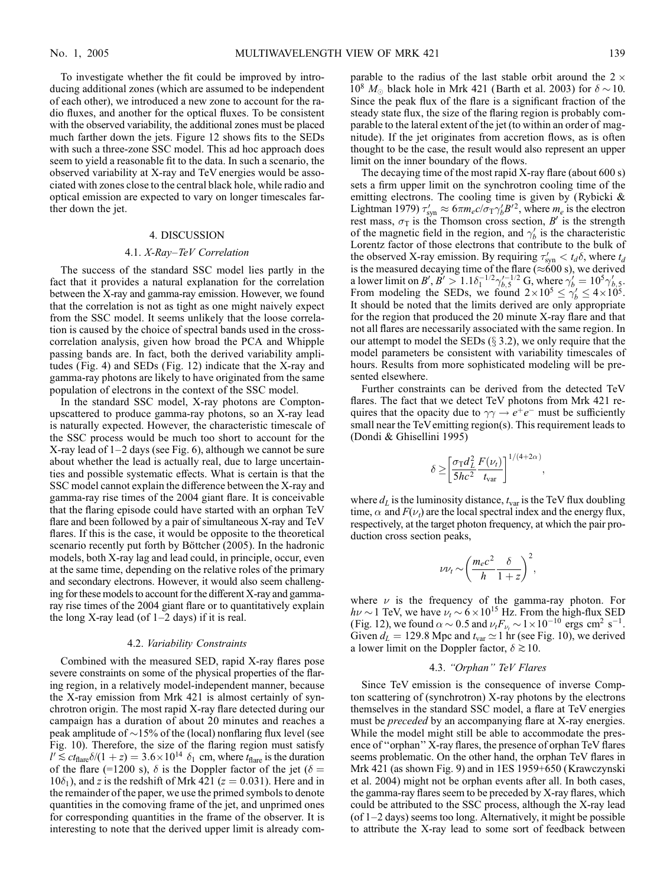To investigate whether the fit could be improved by introducing additional zones (which are assumed to be independent of each other), we introduced a new zone to account for the radio fluxes, and another for the optical fluxes. To be consistent with the observed variability, the additional zones must be placed much farther down the jets. Figure 12 shows fits to the SEDs with such a three-zone SSC model. This ad hoc approach does seem to yield a reasonable fit to the data. In such a scenario, the observed variability at X-ray and TeV energies would be associated with zones close to the central black hole, while radio and optical emission are expected to vary on longer timescales farther down the jet.

## 4. DISCUSSION

### 4.1. *X-Ray–TeV Correlation*

The success of the standard SSC model lies partly in the fact that it provides a natural explanation for the correlation between the X-ray and gamma-ray emission. However, we found that the correlation is not as tight as one might naively expect from the SSC model. It seems unlikely that the loose correlation is caused by the choice of spectral bands used in the cross-correlation analysis, given how broad the PCA and Whipple passing bands are. In fact, both the derived variability amplitudes (Fig. 4) and SEDs (Fig. 12) indicate that the X-ray and gamma-ray photons are likely to have originated from the same population of electrons in the context of the SSC model.

In the standard SSC model, X-ray photons are Compton-upscattered to produce gamma-ray photons, so an X-ray lead is naturally expected. However, the characteristic timescale of the SSC process would be much too short to account for the X-ray lead of 1–2 days (see Fig. 6), although we cannot be sure about whether the lead is actually real, due to large uncertainties and possible systematic effects. What is certain is that the SSC model cannot explain the difference between the X-ray and gamma-ray rise times of the 2004 giant flare. It is conceivable that the flaring episode could have started with an orphan TeV flare and been followed by a pair of simultaneous X-ray and TeV flares. If this is the case, it would be opposite to the theoretical scenario recently put forth by Böttcher (2005). In the hadronic models, both X-ray lag and lead could, in principle, occur, even at the same time, depending on the relative roles of the primary and secondary electrons. However, it would also seem challenging for these models to account for the different X-ray and gamma-ray rise times of the 2004 giant flare or to quantitatively explain the long X-ray lead (of 1–2 days) if it is real.

### 4.2. *Variability Constraints*

Combined with the measured SED, rapid X-ray flares pose severe constraints on some of the physical properties of the flaring region, in a relatively model-independent manner, because the X-ray emission from Mrk 421 is almost certainly of synchrotron origin. The most rapid X-ray flare detected during our campaign has a duration of about 20 minutes and reaches a peak amplitude of $\sim$15% of the (local) nonflaring flux level (see Fig. 10). Therefore, the size of the flaring region must satisfy $l' \lesssim ct_{\rm flare}\delta/(1+z) = 3.6\times10^{14}\ \delta_1$ cm, where $t_{\rm flare}$ is the duration of the flare (=1200 s), $\delta$ is the Doppler factor of the jet ($\delta = 10\delta_1$), and $z$ is the redshift of Mrk 421 ($z = 0.031$). Here and in the remainder of the paper, we use the primed symbols to denote quantities in the comoving frame of the jet, and unprimed ones for corresponding quantities in the frame of the observer. It is interesting to note that the derived upper limit is already comparable to the radius of the last stable orbit around the $2\times10^8\ M_\odot$ black hole in Mrk 421 (Barth et al. 2003) for $\delta \sim 10$. Since the peak flux of the flare is a significant fraction of the steady state flux, the size of the flaring region is probably comparable to the lateral extent of the jet (to within an order of magnitude). If the jet originates from accretion flows, as is often thought to be the case, the result would also represent an upper limit on the inner boundary of the flows.

The decaying time of the most rapid X-ray flare (about 600 s) sets a firm upper limit on the synchrotron cooling time of the emitting electrons. The cooling time is given by (Rybicki & Lightman 1979) $\tau'_{\rm syn} \approx 6\pi m_e c/\sigma_{\rm T}\gamma'_b B'^2$, where $m_e$ is the electron rest mass, $\sigma_{\rm T}$ is the Thomson cross section, $B'$ is the strength of the magnetic field in the region, and $\gamma'_b$ is the characteristic Lorentz factor of those electrons that contribute to the bulk of the observed X-ray emission. By requiring $\tau'_{\rm syn} < t_d\delta$, where $t_d$ is the measured decaying time of the flare ($\approx$600 s), we derived a lower limit on $B'$, $B' > 1.1\delta_1^{-1/2}\gamma'^{-1/2}_{b,5}$ G, where $\gamma'_b = 10^5\gamma'_{b,5}$. From modeling the SEDs, we found $2\times10^5 \le \gamma'_b \le 4\times10^5$. It should be noted that the limits derived are only appropriate for the region that produced the 20 minute X-ray flare and that not all flares are necessarily associated with the same region. In our attempt to model the SEDs (§ 3.2), we only require that the model parameters be consistent with variability timescales of hours. Results from more sophisticated modeling will be presented elsewhere.

Further constraints can be derived from the detected TeV flares. The fact that we detect TeV photons from Mrk 421 requires that the opacity due to $\gamma\gamma \rightarrow e^+e^-$ must be sufficiently small near the TeV emitting region(s). This requirement leads to (Dondi & Ghisellini 1995)

$$\delta \ge \left[\frac{\sigma_{\rm T} d_L^2}{5hc^2}\frac{F(\nu_t)}{t_{\rm var}}\right]^{1/(4+2\alpha)},$$

where $d_L$ is the luminosity distance, $t_{\rm var}$ is the TeV flux doubling time, $\alpha$ and $F(\nu_t)$ are the local spectral index and the energy flux, respectively, at the target photon frequency, at which the pair production cross section peaks,

$$\nu\nu_t \sim \left(\frac{m_e c^2}{h}\frac{\delta}{1+z}\right)^2,$$

where $\nu$ is the frequency of the gamma-ray photon. For $h\nu \sim 1$ TeV, we have $\nu_t \sim 6\times10^{15}$ Hz. From the high-flux SED (Fig. 12), we found $\alpha \sim 0.5$ and $\nu_t F_{\nu_t} \sim 1\times10^{-10}$ ergs cm$^2$ s$^{-1}$. Given $d_L = 129.8$ Mpc and $t_{\rm var} \simeq 1$ hr (see Fig. 10), we derived a lower limit on the Doppler factor, $\delta \gtrsim 10$.

### 4.3. *"Orphan" TeV Flares*

Since TeV emission is the consequence of inverse Compton scattering of (synchrotron) X-ray photons by the electrons themselves in the standard SSC model, a flare at TeV energies must be *preceded* by an accompanying flare at X-ray energies. While the model might still be able to accommodate the presence of "orphan" X-ray flares, the presence of orphan TeV flares seems problematic. On the other hand, the orphan TeV flares in Mrk 421 (as shown Fig. 9) and in 1ES 1959+650 (Krawczynski et al. 2004) might not be orphan events after all. In both cases, the gamma-ray flares seem to be preceded by X-ray flares, which could be attributed to the SSC process, although the X-ray lead (of 1–2 days) seems too long. Alternatively, it might be possible to attribute the X-ray lead to some sort of feedback between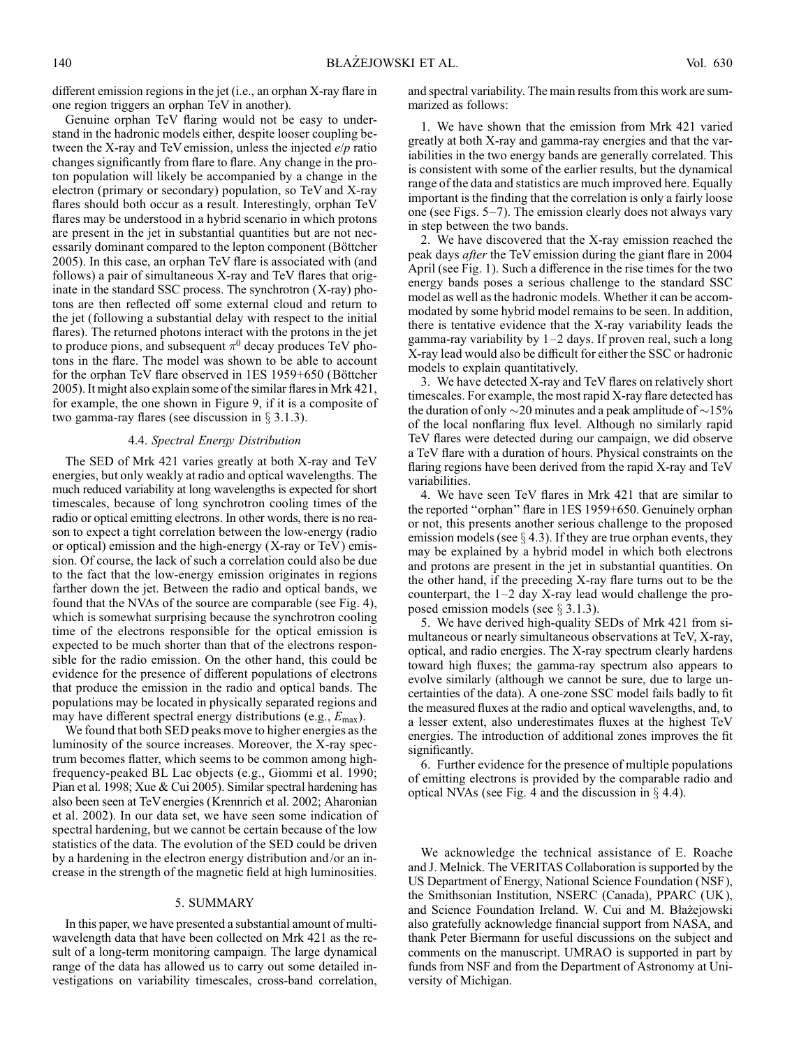different emission regions in the jet (i.e., an orphan X-ray flare in one region triggers an orphan TeV in another).

Genuine orphan TeV flaring would not be easy to understand in the hadronic models either, despite looser coupling between the X-ray and TeV emission, unless the injected $e/p$ ratio changes significantly from flare to flare. Any change in the proton population will likely be accompanied by a change in the electron (primary or secondary) population, so TeV and X-ray flares should both occur as a result. Interestingly, orphan TeV flares may be understood in a hybrid scenario in which protons are present in the jet in substantial quantities but are not necessarily dominant compared to the lepton component (Böttcher 2005). In this case, an orphan TeV flare is associated with (and follows) a pair of simultaneous X-ray and TeV flares that originate in the standard SSC process. The synchrotron (X-ray) photons are then reflected off some external cloud and return to the jet (following a substantial delay with respect to the initial flares). The returned photons interact with the protons in the jet to produce pions, and subsequent $\pi^0$ decay produces TeV photons in the flare. The model was shown to be able to account for the orphan TeV flare observed in 1ES 1959+650 (Böttcher 2005). It might also explain some of the similar flares in Mrk 421, for example, the one shown in Figure 9, if it is a composite of two gamma-ray flares (see discussion in § 3.1.3).

### 4.4. *Spectral Energy Distribution*

The SED of Mrk 421 varies greatly at both X-ray and TeV energies, but only weakly at radio and optical wavelengths. The much reduced variability at long wavelengths is expected for short timescales, because of long synchrotron cooling times of the radio or optical emitting electrons. In other words, there is no reason to expect a tight correlation between the low-energy (radio or optical) emission and the high-energy (X-ray or TeV) emission. Of course, the lack of such a correlation could also be due to the fact that the low-energy emission originates in regions farther down the jet. Between the radio and optical bands, we found that the NVAs of the source are comparable (see Fig. 4), which is somewhat surprising because the synchrotron cooling time of the electrons responsible for the optical emission is expected to be much shorter than that of the electrons responsible for the radio emission. On the other hand, this could be evidence for the presence of different populations of electrons that produce the emission in the radio and optical bands. The populations may be located in physically separated regions and may have different spectral energy distributions (e.g., $E_{\max}$).

We found that both SED peaks move to higher energies as the luminosity of the source increases. Moreover, the X-ray spectrum becomes flatter, which seems to be common among high-frequency-peaked BL Lac objects (e.g., Giommi et al. 1990; Pian et al. 1998; Xue & Cui 2005). Similar spectral hardening has also been seen at TeV energies (Krennrich et al. 2002; Aharonian et al. 2002). In our data set, we have seen some indication of spectral hardening, but we cannot be certain because of the low statistics of the data. The evolution of the SED could be driven by a hardening in the electron energy distribution and/or an increase in the strength of the magnetic field at high luminosities.

## 5. SUMMARY

In this paper, we have presented a substantial amount of multiwavelength data that have been collected on Mrk 421 as the result of a long-term monitoring campaign. The large dynamical range of the data has allowed us to carry out some detailed investigations on variability timescales, cross-band correlation, and spectral variability. The main results from this work are summarized as follows:

1. We have shown that the emission from Mrk 421 varied greatly at both X-ray and gamma-ray energies and that the variabilities in the two energy bands are generally correlated. This is consistent with some of the earlier results, but the dynamical range of the data and statistics are much improved here. Equally important is the finding that the correlation is only a fairly loose one (see Figs. 5–7). The emission clearly does not always vary in step between the two bands.

2. We have discovered that the X-ray emission reached the peak days *after* the TeV emission during the giant flare in 2004 April (see Fig. 1). Such a difference in the rise times for the two energy bands poses a serious challenge to the standard SSC model as well as the hadronic models. Whether it can be accommodated by some hybrid model remains to be seen. In addition, there is tentative evidence that the X-ray variability leads the gamma-ray variability by 1–2 days. If proven real, such a long X-ray lead would also be difficult for either the SSC or hadronic models to explain quantitatively.

3. We have detected X-ray and TeV flares on relatively short timescales. For example, the most rapid X-ray flare detected has the duration of only $\sim$20 minutes and a peak amplitude of $\sim$15% of the local nonflaring flux level. Although no similarly rapid TeV flares were detected during our campaign, we did observe a TeV flare with a duration of hours. Physical constraints on the flaring regions have been derived from the rapid X-ray and TeV variabilities.

4. We have seen TeV flares in Mrk 421 that are similar to the reported "orphan" flare in 1ES 1959+650. Genuinely orphan or not, this presents another serious challenge to the proposed emission models (see § 4.3). If they are true orphan events, they may be explained by a hybrid model in which both electrons and protons are present in the jet in substantial quantities. On the other hand, if the preceding X-ray flare turns out to be the counterpart, the 1–2 day X-ray lead would challenge the proposed emission models (see § 3.1.3).

5. We have derived high-quality SEDs of Mrk 421 from simultaneous or nearly simultaneous observations at TeV, X-ray, optical, and radio energies. The X-ray spectrum clearly hardens toward high fluxes; the gamma-ray spectrum also appears to evolve similarly (although we cannot be sure, due to large uncertainties of the data). A one-zone SSC model fails badly to fit the measured fluxes at the radio and optical wavelengths, and, to a lesser extent, also underestimates fluxes at the highest TeV energies. The introduction of additional zones improves the fit significantly.

6. Further evidence for the presence of multiple populations of emitting electrons is provided by the comparable radio and optical NVAs (see Fig. 4 and the discussion in § 4.4).

We acknowledge the technical assistance of E. Roache and J. Melnick. The VERITAS Collaboration is supported by the US Department of Energy, National Science Foundation (NSF), the Smithsonian Institution, NSERC (Canada), PPARC (UK), and Science Foundation Ireland. W. Cui and M. Błażejowski also gratefully acknowledge financial support from NASA, and thank Peter Biermann for useful discussions on the subject and comments on the manuscript. UMRAO is supported in part by funds from NSF and from the Department of Astronomy at University of Michigan.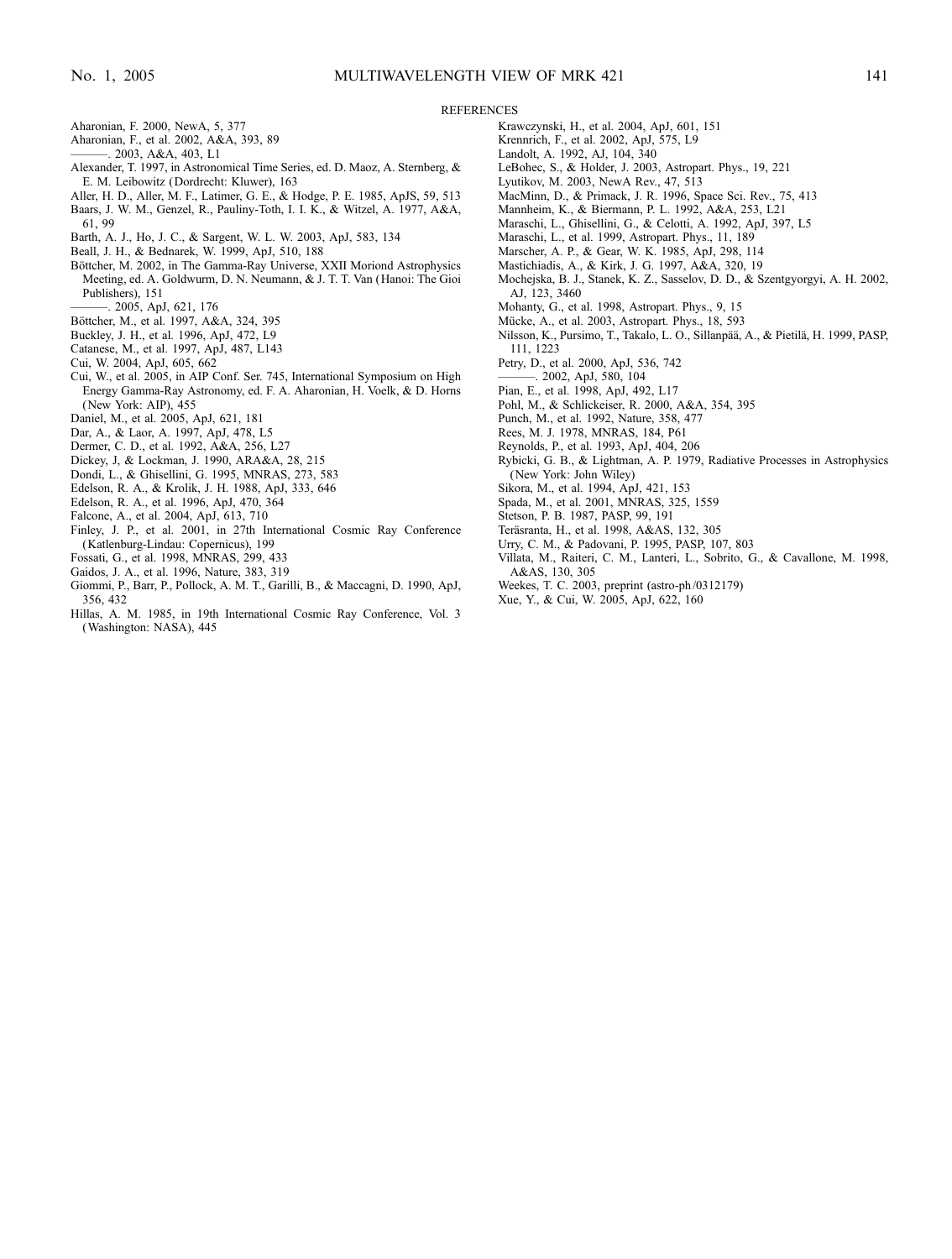## REFERENCES

Aharonian, F. 2000, NewA, 5, 377
Aharonian, F., et al. 2002, A&A, 393, 89
———. 2003, A&A, 403, L1
Alexander, T. 1997, in Astronomical Time Series, ed. D. Maoz, A. Sternberg, & E. M. Leibowitz (Dordrecht: Kluwer), 163
Aller, H. D., Aller, M. F., Latimer, G. E., & Hodge, P. E. 1985, ApJS, 59, 513
Baars, J. W. M., Genzel, R., Pauliny-Toth, I. I. K., & Witzel, A. 1977, A&A, 61, 99
Barth, A. J., Ho, J. C., & Sargent, W. L. W. 2003, ApJ, 583, 134
Beall, J. H., & Bednarek, W. 1999, ApJ, 510, 188
Böttcher, M. 2002, in The Gamma-Ray Universe, XXII Moriond Astrophysics Meeting, ed. A. Goldwurm, D. N. Neumann, & J. T. T. Van (Hanoi: The Gioi Publishers), 151
———. 2005, ApJ, 621, 176
Böttcher, M., et al. 1997, A&A, 324, 395
Buckley, J. H., et al. 1996, ApJ, 472, L9
Catanese, M., et al. 1997, ApJ, 487, L143
Cui, W. 2004, ApJ, 605, 662
Cui, W., et al. 2005, in AIP Conf. Ser. 745, International Symposium on High Energy Gamma-Ray Astronomy, ed. F. A. Aharonian, H. Voelk, & D. Horns (New York: AIP), 455
Daniel, M., et al. 2005, ApJ, 621, 181
Dar, A., & Laor, A. 1997, ApJ, 478, L5
Dermer, C. D., et al. 1992, A&A, 256, L27
Dickey, J, & Lockman, J. 1990, ARA&A, 28, 215
Dondi, L., & Ghisellini, G. 1995, MNRAS, 273, 583
Edelson, R. A., & Krolik, J. H. 1988, ApJ, 333, 646
Edelson, R. A., et al. 1996, ApJ, 470, 364
Falcone, A., et al. 2004, ApJ, 613, 710
Finley, J. P., et al. 2001, in 27th International Cosmic Ray Conference (Katlenburg-Lindau: Copernicus), 199
Fossati, G., et al. 1998, MNRAS, 299, 433
Gaidos, J. A., et al. 1996, Nature, 383, 319
Giommi, P., Barr, P., Pollock, A. M. T., Garilli, B., & Maccagni, D. 1990, ApJ, 356, 432
Hillas, A. M. 1985, in 19th International Cosmic Ray Conference, Vol. 3 (Washington: NASA), 445
Krawczynski, H., et al. 2004, ApJ, 601, 151
Krennrich, F., et al. 2002, ApJ, 575, L9
Landolt, A. 1992, AJ, 104, 340
LeBohec, S., & Holder, J. 2003, Astropart. Phys., 19, 221
Lyutikov, M. 2003, NewA Rev., 47, 513
MacMinn, D., & Primack, J. R. 1996, Space Sci. Rev., 75, 413
Mannheim, K., & Biermann, P. L. 1992, A&A, 253, L21
Maraschi, L., Ghisellini, G., & Celotti, A. 1992, ApJ, 397, L5
Maraschi, L., et al. 1999, Astropart. Phys., 11, 189
Marscher, A. P., & Gear, W. K. 1985, ApJ, 298, 114
Mastichiadis, A., & Kirk, J. G. 1997, A&A, 320, 19
Mochejska, B. J., Stanek, K. Z., Sasselov, D. D., & Szentgyorgyi, A. H. 2002, AJ, 123, 3460
Mohanty, G., et al. 1998, Astropart. Phys., 9, 15
Mücke, A., et al. 2003, Astropart. Phys., 18, 593
Nilsson, K., Pursimo, T., Takalo, L. O., Sillanpää, A., & Pietilä, H. 1999, PASP, 111, 1223
Petry, D., et al. 2000, ApJ, 536, 742
———. 2002, ApJ, 580, 104
Pian, E., et al. 1998, ApJ, 492, L17
Pohl, M., & Schlickeiser, R. 2000, A&A, 354, 395
Punch, M., et al. 1992, Nature, 358, 477
Rees, M. J. 1978, MNRAS, 184, P61
Reynolds, P., et al. 1993, ApJ, 404, 206
Rybicki, G. B., & Lightman, A. P. 1979, Radiative Processes in Astrophysics (New York: John Wiley)
Sikora, M., et al. 1994, ApJ, 421, 153
Spada, M., et al. 2001, MNRAS, 325, 1559
Stetson, P. B. 1987, PASP, 99, 191
Teräsranta, H., et al. 1998, A&AS, 132, 305
Urry, C. M., & Padovani, P. 1995, PASP, 107, 803
Villata, M., Raiteri, C. M., Lanteri, L., Sobrito, G., & Cavallone, M. 1998, A&AS, 130, 305
Weekes, T. C. 2003, preprint (astro-ph/0312179)
Xue, Y., & Cui, W. 2005, ApJ, 622, 160